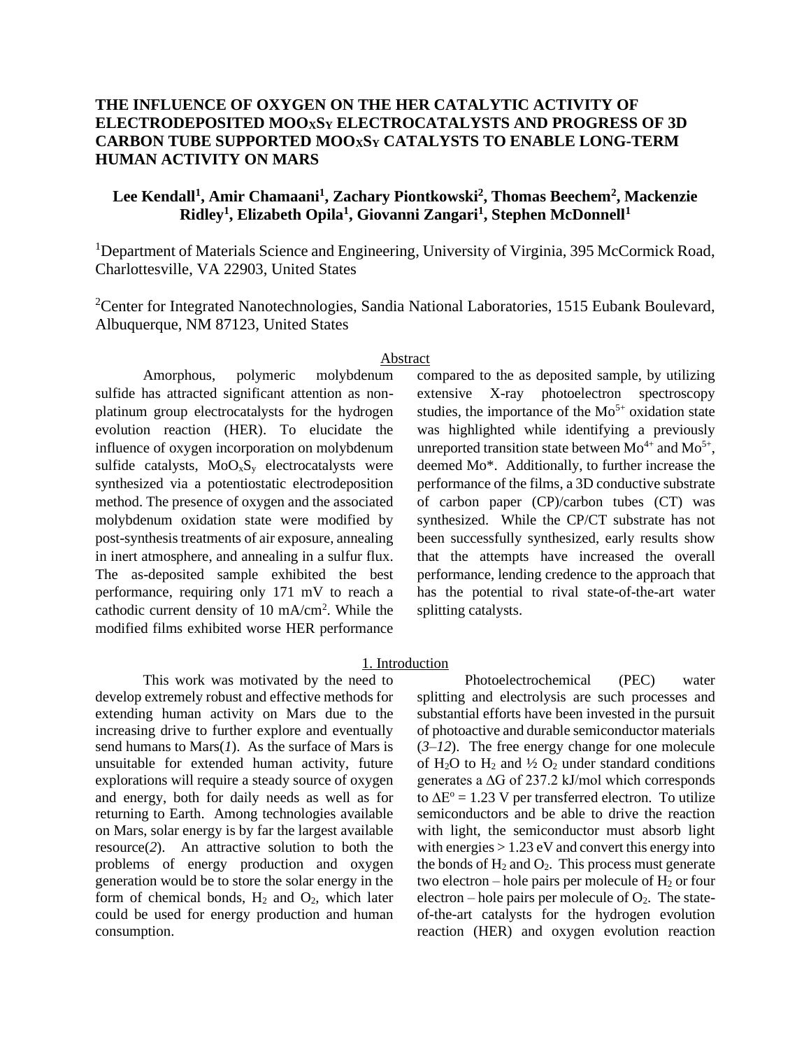# THE INFLUENCE OF OXYGEN ON THE HER CATALYTIC ACTIVITY OF ELECTRODEPOSITED $MoO_xS_y$ ELECTROCATALYSTS AND PROGRESS OF 3D CARBON TUBE SUPPORTED $MoO_xS_y$ CATALYSTS TO ENABLE LONG-TERM HUMAN ACTIVITY ON MARS

**Lee Kendall[1], Amir Chamaani[1], Zachary Piontkowski[2], Thomas Beechem[2], Mackenzie Ridley[1], Elizabeth Opila[1], Giovanni Zangari[1], Stephen McDonnell[1]**

[1]Department of Materials Science and Engineering, University of Virginia, 395 McCormick Road, Charlottesville, VA 22903, United States

[2]Center for Integrated Nanotechnologies, Sandia National Laboratories, 1515 Eubank Boulevard, Albuquerque, NM 87123, United States

## Abstract

Amorphous, polymeric molybdenum sulfide has attracted significant attention as non-platinum group electrocatalysts for the hydrogen evolution reaction (HER). To elucidate the influence of oxygen incorporation on molybdenum sulfide catalysts, $MoO_xS_y$ electrocatalysts were synthesized via a potentiostatic electrodeposition method. The presence of oxygen and the associated molybdenum oxidation state were modified by post-synthesis treatments of air exposure, annealing in inert atmosphere, and annealing in a sulfur flux. The as-deposited sample exhibited the best performance, requiring only 171 mV to reach a cathodic current density of 10 mA/cm$^2$. While the modified films exhibited worse HER performance compared to the as deposited sample, by utilizing extensive X-ray photoelectron spectroscopy studies, the importance of the $Mo^{5+}$ oxidation state was highlighted while identifying a previously unreported transition state between $Mo^{4+}$ and $Mo^{5+}$, deemed Mo*. Additionally, to further increase the performance of the films, a 3D conductive substrate of carbon paper (CP)/carbon tubes (CT) was synthesized. While the CP/CT substrate has not been successfully synthesized, early results show that the attempts have increased the overall performance, lending credence to the approach that has the potential to rival state-of-the-art water splitting catalysts.

## 1. Introduction

This work was motivated by the need to develop extremely robust and effective methods for extending human activity on Mars due to the increasing drive to further explore and eventually send humans to Mars(*1*). As the surface of Mars is unsuitable for extended human activity, future explorations will require a steady source of oxygen and energy, both for daily needs as well as for returning to Earth. Among technologies available on Mars, solar energy is by far the largest available resource(*2*). An attractive solution to both the problems of energy production and oxygen generation would be to store the solar energy in the form of chemical bonds, $H_2$ and $O_2$, which later could be used for energy production and human consumption.

Photoelectrochemical (PEC) water splitting and electrolysis are such processes and substantial efforts have been invested in the pursuit of photoactive and durable semiconductor materials (*3*–*12*). The free energy change for one molecule of $H_2O$ to $H_2$ and ½ $O_2$ under standard conditions generates a $\Delta G$ of 237.2 kJ/mol which corresponds to $\Delta E^o = 1.23$ V per transferred electron. To utilize semiconductors and be able to drive the reaction with light, the semiconductor must absorb light with energies > 1.23 eV and convert this energy into the bonds of $H_2$ and $O_2$. This process must generate two electron – hole pairs per molecule of $H_2$ or four electron – hole pairs per molecule of $O_2$. The state-of-the-art catalysts for the hydrogen evolution reaction (HER) and oxygen evolution reaction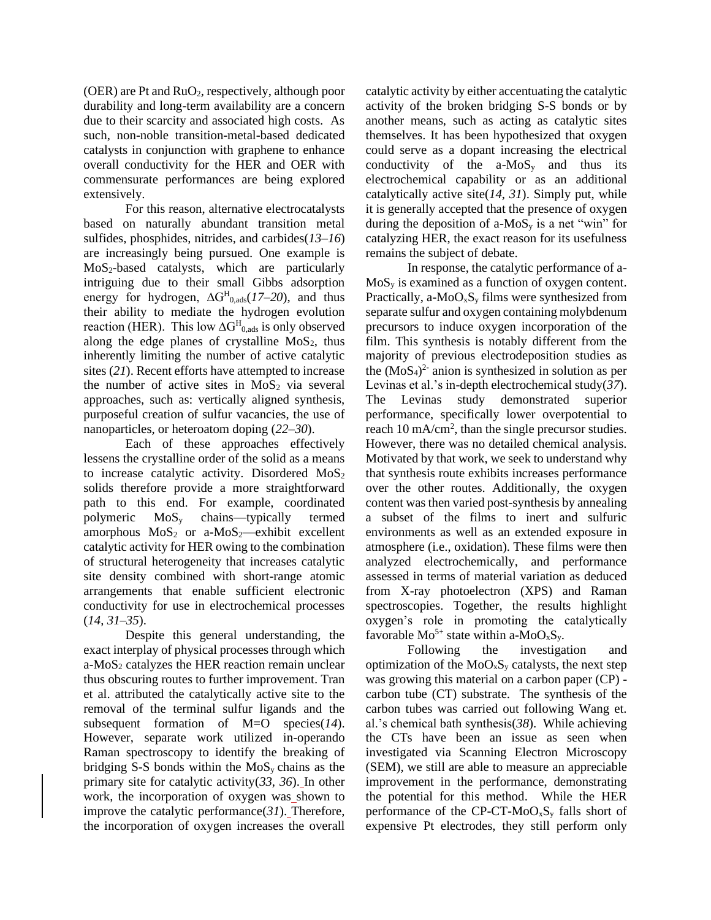(OER) are Pt and $RuO_2$, respectively, although poor durability and long-term availability are a concern due to their scarcity and associated high costs. As such, non-noble transition-metal-based dedicated catalysts in conjunction with graphene to enhance overall conductivity for the HER and OER with commensurate performances are being explored extensively.

For this reason, alternative electrocatalysts based on naturally abundant transition metal sulfides, phosphides, nitrides, and carbides(*13*–*16*) are increasingly being pursued. One example is $MoS_2$-based catalysts, which are particularly intriguing due to their small Gibbs adsorption energy for hydrogen, $\Delta G^{H}_{0,ads}$(*17*–*20*), and thus their ability to mediate the hydrogen evolution reaction (HER). This low $\Delta G^{H}_{0,ads}$ is only observed along the edge planes of crystalline $MoS_2$, thus inherently limiting the number of active catalytic sites (*21*). Recent efforts have attempted to increase the number of active sites in $MoS_2$ via several approaches, such as: vertically aligned synthesis, purposeful creation of sulfur vacancies, the use of nanoparticles, or heteroatom doping (*22*–*30*).

Each of these approaches effectively lessens the crystalline order of the solid as a means to increase catalytic activity. Disordered $MoS_2$ solids therefore provide a more straightforward path to this end. For example, coordinated polymeric $MoS_y$ chains—typically termed amorphous $MoS_2$ or a-$MoS_2$—exhibit excellent catalytic activity for HER owing to the combination of structural heterogeneity that increases catalytic site density combined with short-range atomic arrangements that enable sufficient electronic conductivity for use in electrochemical processes (*14*, *31*–*35*).

Despite this general understanding, the exact interplay of physical processes through which a-$MoS_2$ catalyzes the HER reaction remain unclear thus obscuring routes to further improvement. Tran et al. attributed the catalytically active site to the removal of the terminal sulfur ligands and the subsequent formation of M=O species(*14*). However, separate work utilized in-operando Raman spectroscopy to identify the breaking of bridging S-S bonds within the $MoS_y$ chains as the primary site for catalytic activity(*33*, *36*). In other work, the incorporation of oxygen was shown to improve the catalytic performance(*31*). Therefore, the incorporation of oxygen increases the overall catalytic activity by either accentuating the catalytic activity of the broken bridging S-S bonds or by another means, such as acting as catalytic sites themselves. It has been hypothesized that oxygen could serve as a dopant increasing the electrical conductivity of the a-$MoS_y$ and thus its electrochemical capability or as an additional catalytically active site(*14*, *31*). Simply put, while it is generally accepted that the presence of oxygen during the deposition of a-$MoS_y$ is a net "win" for catalyzing HER, the exact reason for its usefulness remains the subject of debate.

In response, the catalytic performance of a-$MoS_y$ is examined as a function of oxygen content. Practically, a-$MoO_xS_y$ films were synthesized from separate sulfur and oxygen containing molybdenum precursors to induce oxygen incorporation of the film. This synthesis is notably different from the majority of previous electrodeposition studies as the $(MoS_4)^{2-}$ anion is synthesized in solution as per Levinas et al.'s in-depth electrochemical study(*37*). The Levinas study demonstrated superior performance, specifically lower overpotential to reach 10 $mA/cm^2$, than the single precursor studies. However, there was no detailed chemical analysis. Motivated by that work, we seek to understand why that synthesis route exhibits increases performance over the other routes. Additionally, the oxygen content was then varied post-synthesis by annealing a subset of the films to inert and sulfuric environments as well as an extended exposure in atmosphere (i.e., oxidation). These films were then analyzed electrochemically, and performance assessed in terms of material variation as deduced from X-ray photoelectron (XPS) and Raman spectroscopies. Together, the results highlight oxygen's role in promoting the catalytically favorable $Mo^{5+}$ state within a-$MoO_xS_y$.

Following the investigation and optimization of the $MoO_xS_y$ catalysts, the next step was growing this material on a carbon paper (CP) - carbon tube (CT) substrate. The synthesis of the carbon tubes was carried out following Wang et. al.'s chemical bath synthesis(*38*). While achieving the CTs have been an issue as seen when investigated via Scanning Electron Microscopy (SEM), we still are able to measure an appreciable improvement in the performance, demonstrating the potential for this method. While the HER performance of the CP-CT-$MoO_xS_y$ falls short of expensive Pt electrodes, they still perform only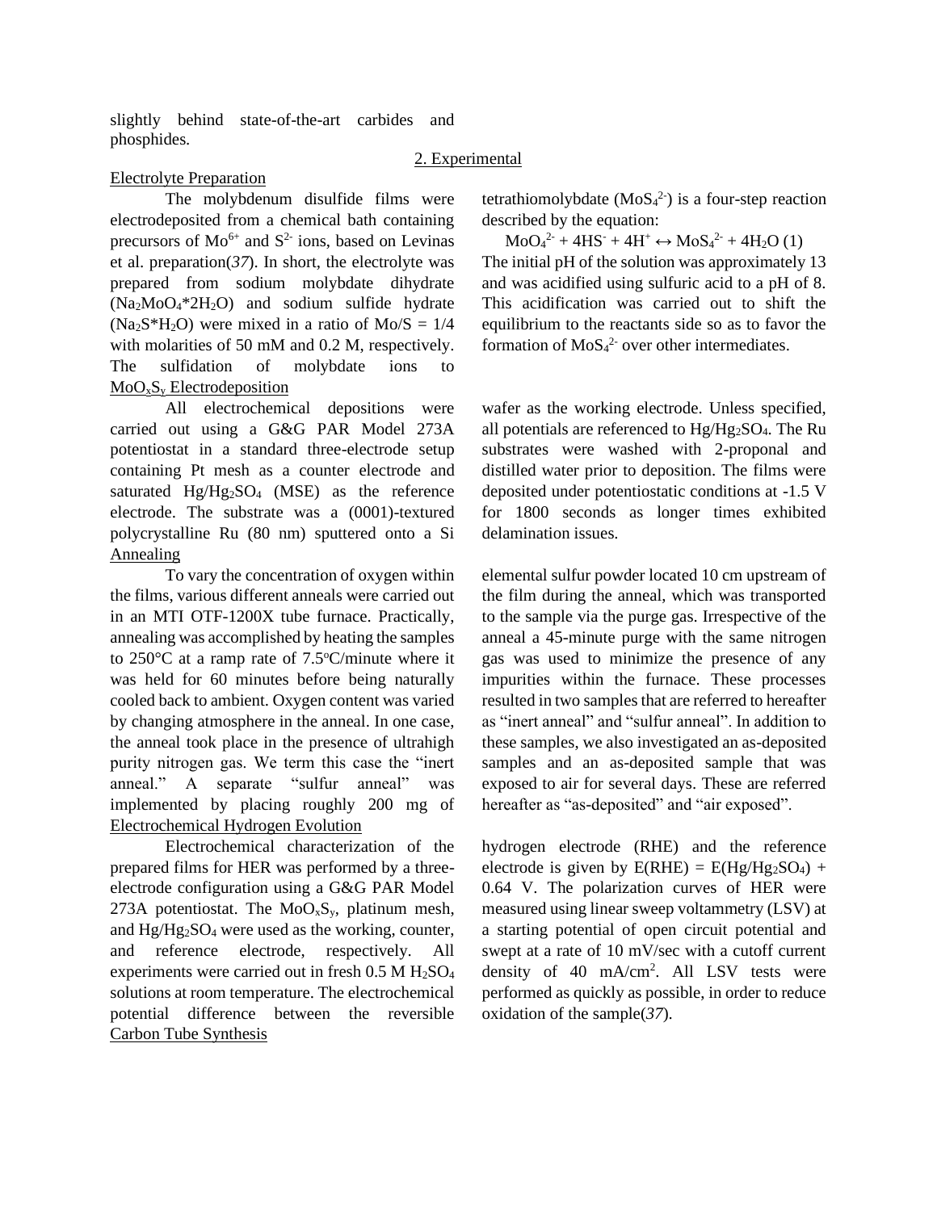slightly behind state-of-the-art carbides and phosphides.

## 2. Experimental

### Electrolyte Preparation

The molybdenum disulfide films were electrodeposited from a chemical bath containing precursors of $Mo^{6+}$ and $S^{2-}$ ions, based on Levinas et al. preparation(*37*). In short, the electrolyte was prepared from sodium molybdate dihydrate ($Na_2MoO_4$*$2H_2O$) and sodium sulfide hydrate ($Na_2S$*$H_2O$) were mixed in a ratio of Mo/S = 1/4 with molarities of 50 mM and 0.2 M, respectively. The sulfidation of molybdate ions to tetrathiomolybdate ($MoS_4^{2-}$) is a four-step reaction described by the equation:

$$MoO_4^{2-} + 4HS^- + 4H^+ \leftrightarrow MoS_4^{2-} + 4H_2O \quad (1)$$

The initial pH of the solution was approximately 13 and was acidified using sulfuric acid to a pH of 8. This acidification was carried out to shift the equilibrium to the reactants side so as to favor the formation of $MoS_4^{2-}$ over other intermediates.

### $MoO_xS_y$ Electrodeposition

All electrochemical depositions were carried out using a G&G PAR Model 273A potentiostat in a standard three-electrode setup containing Pt mesh as a counter electrode and saturated $Hg/Hg_2SO_4$ (MSE) as the reference electrode. The substrate was a (0001)-textured polycrystalline Ru (80 nm) sputtered onto a Si wafer as the working electrode. Unless specified, all potentials are referenced to $Hg/Hg_2SO_4$. The Ru substrates were washed with 2-proponal and distilled water prior to deposition. The films were deposited under potentiostatic conditions at -1.5 V for 1800 seconds as longer times exhibited delamination issues.

### Annealing

To vary the concentration of oxygen within the films, various different anneals were carried out in an MTI OTF-1200X tube furnace. Practically, annealing was accomplished by heating the samples to 250°C at a ramp rate of 7.5°C/minute where it was held for 60 minutes before being naturally cooled back to ambient. Oxygen content was varied by changing atmosphere in the anneal. In one case, the anneal took place in the presence of ultrahigh purity nitrogen gas. We term this case the "inert anneal." A separate "sulfur anneal" was implemented by placing roughly 200 mg of elemental sulfur powder located 10 cm upstream of the film during the anneal, which was transported to the sample via the purge gas. Irrespective of the anneal a 45-minute purge with the same nitrogen gas was used to minimize the presence of any impurities within the furnace. These processes resulted in two samples that are referred to hereafter as "inert anneal" and "sulfur anneal". In addition to these samples, we also investigated an as-deposited samples and an as-deposited sample that was exposed to air for several days. These are referred hereafter as "as-deposited" and "air exposed".

### Electrochemical Hydrogen Evolution

Electrochemical characterization of the prepared films for HER was performed by a three-electrode configuration using a G&G PAR Model 273A potentiostat. The $MoO_xS_y$, platinum mesh, and $Hg/Hg_2SO_4$ were used as the working, counter, and reference electrode, respectively. All experiments were carried out in fresh 0.5 M $H_2SO_4$ solutions at room temperature. The electrochemical potential difference between the reversible hydrogen electrode (RHE) and the reference electrode is given by $E(RHE) = E(Hg/Hg_2SO_4) + 0.64$ V. The polarization curves of HER were measured using linear sweep voltammetry (LSV) at a starting potential of open circuit potential and swept at a rate of 10 mV/sec with a cutoff current density of 40 mA/cm$^2$. All LSV tests were performed as quickly as possible, in order to reduce oxidation of the sample(*37*).

### Carbon Tube Synthesis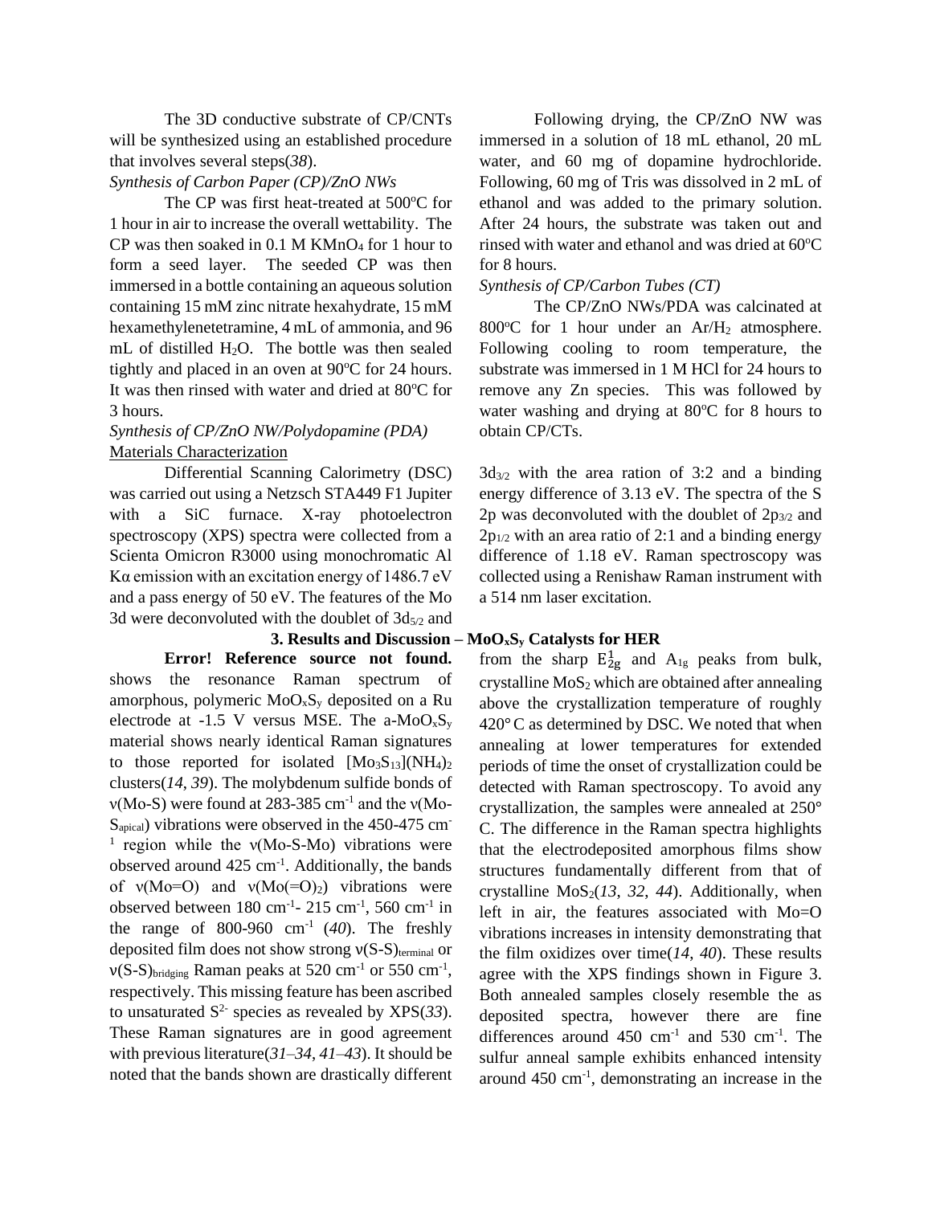The 3D conductive substrate of CP/CNTs will be synthesized using an established procedure that involves several steps(*38*).

*Synthesis of Carbon Paper (CP)/ZnO NWs*

The CP was first heat-treated at 500°C for 1 hour in air to increase the overall wettability. The CP was then soaked in 0.1 M $KMnO_4$ for 1 hour to form a seed layer. The seeded CP was then immersed in a bottle containing an aqueous solution containing 15 mM zinc nitrate hexahydrate, 15 mM hexamethylenetetramine, 4 mL of ammonia, and 96 mL of distilled $H_2O$. The bottle was then sealed tightly and placed in an oven at 90°C for 24 hours. It was then rinsed with water and dried at 80°C for 3 hours.

*Synthesis of CP/ZnO NW/Polydopamine (PDA)*

Following drying, the CP/ZnO NW was immersed in a solution of 18 mL ethanol, 20 mL water, and 60 mg of dopamine hydrochloride. Following, 60 mg of Tris was dissolved in 2 mL of ethanol and was added to the primary solution. After 24 hours, the substrate was taken out and rinsed with water and ethanol and was dried at 60°C for 8 hours.

*Synthesis of CP/Carbon Tubes (CT)*

The CP/ZnO NWs/PDA was calcinated at 800°C for 1 hour under an $Ar/H_2$ atmosphere. Following cooling to room temperature, the substrate was immersed in 1 M HCl for 24 hours to remove any Zn species. This was followed by water washing and drying at 80°C for 8 hours to obtain CP/CTs.

Materials Characterization

Differential Scanning Calorimetry (DSC) was carried out using a Netzsch STA449 F1 Jupiter with a SiC furnace. X-ray photoelectron spectroscopy (XPS) spectra were collected from a Scienta Omicron R3000 using monochromatic Al Kα emission with an excitation energy of 1486.7 eV and a pass energy of 50 eV. The features of the Mo 3d were deconvoluted with the doublet of $3d_{5/2}$ and $3d_{3/2}$ with the area ration of 3:2 and a binding energy difference of 3.13 eV. The spectra of the S 2p was deconvoluted with the doublet of $2p_{3/2}$ and $2p_{1/2}$ with an area ratio of 2:1 and a binding energy difference of 1.18 eV. Raman spectroscopy was collected using a Renishaw Raman instrument with a 514 nm laser excitation.

## 3. Results and Discussion – $MoO_xS_y$ Catalysts for HER

**Error! Reference source not found.** shows the resonance Raman spectrum of amorphous, polymeric $MoO_xS_y$ deposited on a Ru electrode at -1.5 V versus MSE. The a-$MoO_xS_y$ material shows nearly identical Raman signatures to those reported for isolated $[Mo_3S_{13}](NH_4)_2$ clusters(*14*, *39*). The molybdenum sulfide bonds of ν(Mo-S) were found at 283-385 $cm^{-1}$ and the ν(Mo-$S_{apical}$) vibrations were observed in the 450-475 $cm^{-1}$ region while the ν(Mo-S-Mo) vibrations were observed around 425 $cm^{-1}$. Additionally, the bands of ν(Mo=O) and ν($Mo(=O)_2$) vibrations were observed between 180 $cm^{-1}$- 215 $cm^{-1}$, 560 $cm^{-1}$ in the range of 800-960 $cm^{-1}$ (*40*). The freshly deposited film does not show strong $ν(S\text{-}S)_{terminal}$ or $ν(S\text{-}S)_{bridging}$ Raman peaks at 520 $cm^{-1}$ or 550 $cm^{-1}$, respectively. This missing feature has been ascribed to unsaturated $S^{2-}$ species as revealed by XPS(*33*). These Raman signatures are in good agreement with previous literature(*31*–*34*, *41*–*43*). It should be noted that the bands shown are drastically different from the sharp $E^1_{2g}$ and $A_{1g}$ peaks from bulk, crystalline $MoS_2$ which are obtained after annealing above the crystallization temperature of roughly 420° C as determined by DSC. We noted that when annealing at lower temperatures for extended periods of time the onset of crystallization could be detected with Raman spectroscopy. To avoid any crystallization, the samples were annealed at 250° C. The difference in the Raman spectra highlights that the electrodeposited amorphous films show structures fundamentally different from that of crystalline $MoS_2$(*13*, *32*, *44*). Additionally, when left in air, the features associated with Mo=O vibrations increases in intensity demonstrating that the film oxidizes over time(*14*, *40*). These results agree with the XPS findings shown in Figure 3. Both annealed samples closely resemble the as deposited spectra, however there are fine differences around 450 $cm^{-1}$ and 530 $cm^{-1}$. The sulfur anneal sample exhibits enhanced intensity around 450 $cm^{-1}$, demonstrating an increase in the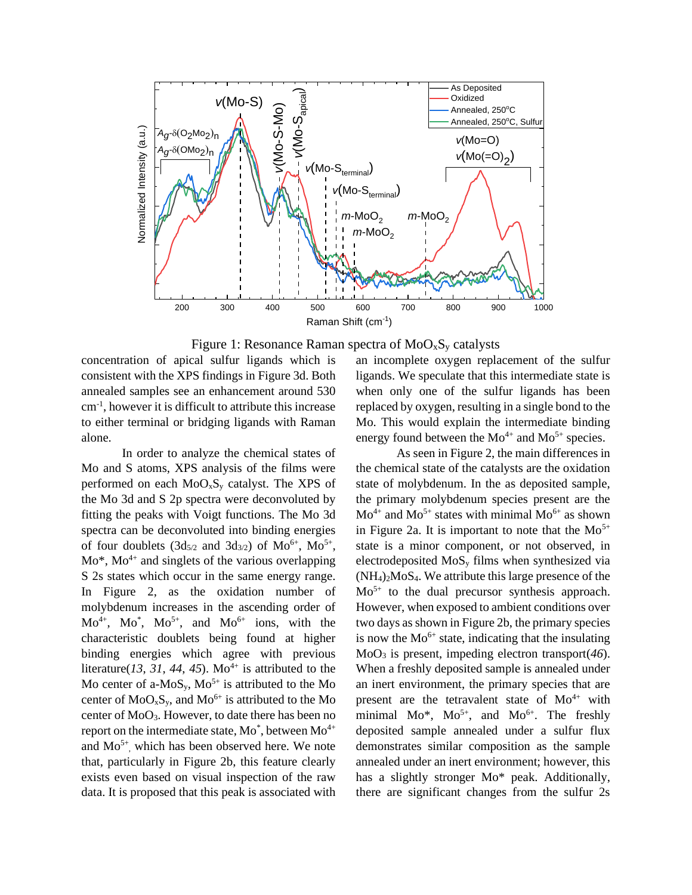Figure 1: Resonance Raman spectra of $MoO_xS_y$ catalysts

concentration of apical sulfur ligands which is consistent with the XPS findings in Figure 3d. Both annealed samples see an enhancement around 530 $cm^{-1}$, however it is difficult to attribute this increase to either terminal or bridging ligands with Raman alone.

In order to analyze the chemical states of Mo and S atoms, XPS analysis of the films were performed on each $MoO_xS_y$ catalyst. The XPS of the Mo 3d and S 2p spectra were deconvoluted by fitting the peaks with Voigt functions. The Mo 3d spectra can be deconvoluted into binding energies of four doublets ($3d_{5/2}$ and $3d_{3/2}$) of $Mo^{6+}$, $Mo^{5+}$, $Mo^*$, $Mo^{4+}$ and singlets of the various overlapping S 2s states which occur in the same energy range. In Figure 2, as the oxidation number of molybdenum increases in the ascending order of $Mo^{4+}$, $Mo^*$, $Mo^{5+}$, and $Mo^{6+}$ ions, with the characteristic doublets being found at higher binding energies which agree with previous literature(*13*, *31*, *44*, *45*). $Mo^{4+}$ is attributed to the Mo center of a-$MoS_y$, $Mo^{5+}$ is attributed to the Mo center of $MoO_xS_y$, and $Mo^{6+}$ is attributed to the Mo center of $MoO_3$. However, to date there has been no report on the intermediate state, $Mo^*$, between $Mo^{4+}$ and $Mo^{5+}$, which has been observed here. We note that, particularly in Figure 2b, this feature clearly exists even based on visual inspection of the raw data. It is proposed that this peak is associated with an incomplete oxygen replacement of the sulfur ligands. We speculate that this intermediate state is when only one of the sulfur ligands has been replaced by oxygen, resulting in a single bond to the Mo. This would explain the intermediate binding energy found between the $Mo^{4+}$ and $Mo^{5+}$ species.

As seen in Figure 2, the main differences in the chemical state of the catalysts are the oxidation state of molybdenum. In the as deposited sample, the primary molybdenum species present are the $Mo^{4+}$ and $Mo^{5+}$ states with minimal $Mo^{6+}$ as shown in Figure 2a. It is important to note that the $Mo^{5+}$ state is a minor component, or not observed, in electrodeposited $MoS_y$ films when synthesized via $(NH_4)_2MoS_4$. We attribute this large presence of the $Mo^{5+}$ to the dual precursor synthesis approach. However, when exposed to ambient conditions over two days as shown in Figure 2b, the primary species is now the $Mo^{6+}$ state, indicating that the insulating $MoO_3$ is present, impeding electron transport(*46*). When a freshly deposited sample is annealed under an inert environment, the primary species that are present are the tetravalent state of $Mo^{4+}$ with minimal $Mo^*$, $Mo^{5+}$, and $Mo^{6+}$. The freshly deposited sample annealed under a sulfur flux demonstrates similar composition as the sample annealed under an inert environment; however, this has a slightly stronger $Mo^*$ peak. Additionally, there are significant changes from the sulfur 2s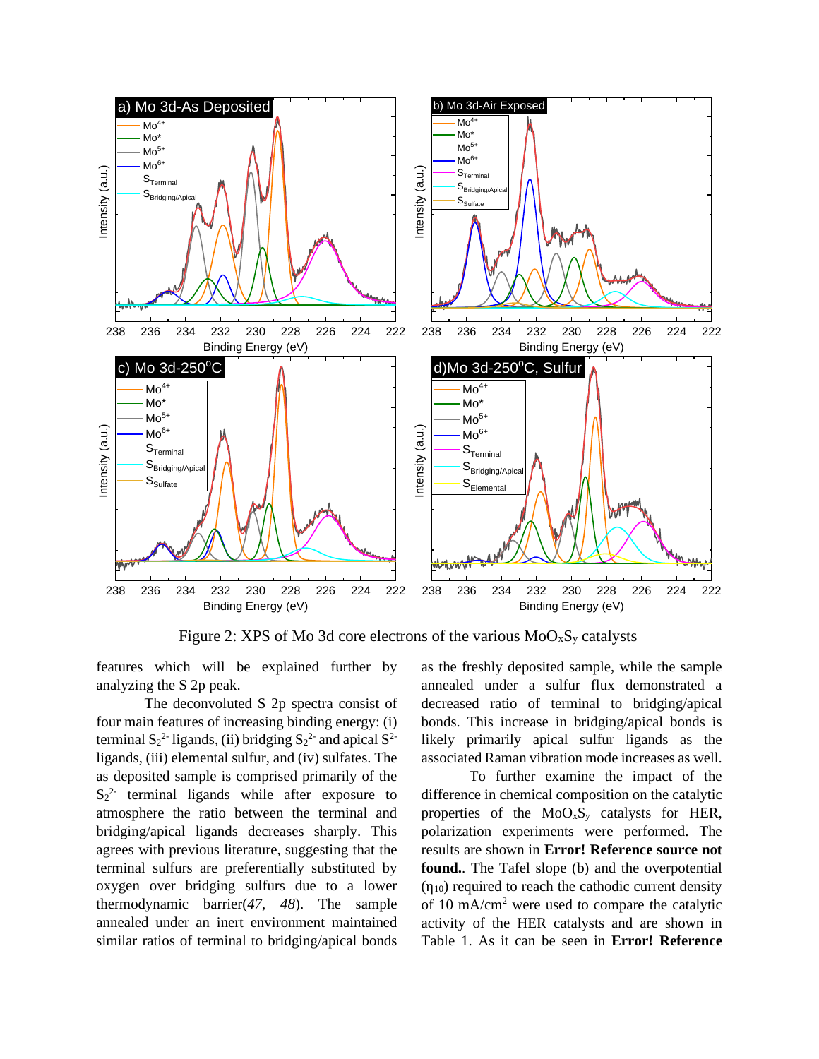Figure 2: XPS of Mo 3d core electrons of the various $MoO_xS_y$ catalysts

features which will be explained further by analyzing the S 2p peak.

The deconvoluted S 2p spectra consist of four main features of increasing binding energy: (i) terminal $S_2^{2-}$ ligands, (ii) bridging $S_2^{2-}$ and apical $S^{2-}$ ligands, (iii) elemental sulfur, and (iv) sulfates. The as deposited sample is comprised primarily of the $S_2^{2-}$ terminal ligands while after exposure to atmosphere the ratio between the terminal and bridging/apical ligands decreases sharply. This agrees with previous literature, suggesting that the terminal sulfurs are preferentially substituted by oxygen over bridging sulfurs due to a lower thermodynamic barrier(*47*, *48*). The sample annealed under an inert environment maintained similar ratios of terminal to bridging/apical bonds as the freshly deposited sample, while the sample annealed under a sulfur flux demonstrated a decreased ratio of terminal to bridging/apical bonds. This increase in bridging/apical bonds is likely primarily apical sulfur ligands as the associated Raman vibration mode increases as well.

To further examine the impact of the difference in chemical composition on the catalytic properties of the $MoO_xS_y$ catalysts for HER, polarization experiments were performed. The results are shown in **Error! Reference source not found.**. The Tafel slope (b) and the overpotential ($\eta_{10}$) required to reach the cathodic current density of 10 mA/cm$^2$ were used to compare the catalytic activity of the HER catalysts and are shown in Table 1. As it can be seen in **Error! Reference**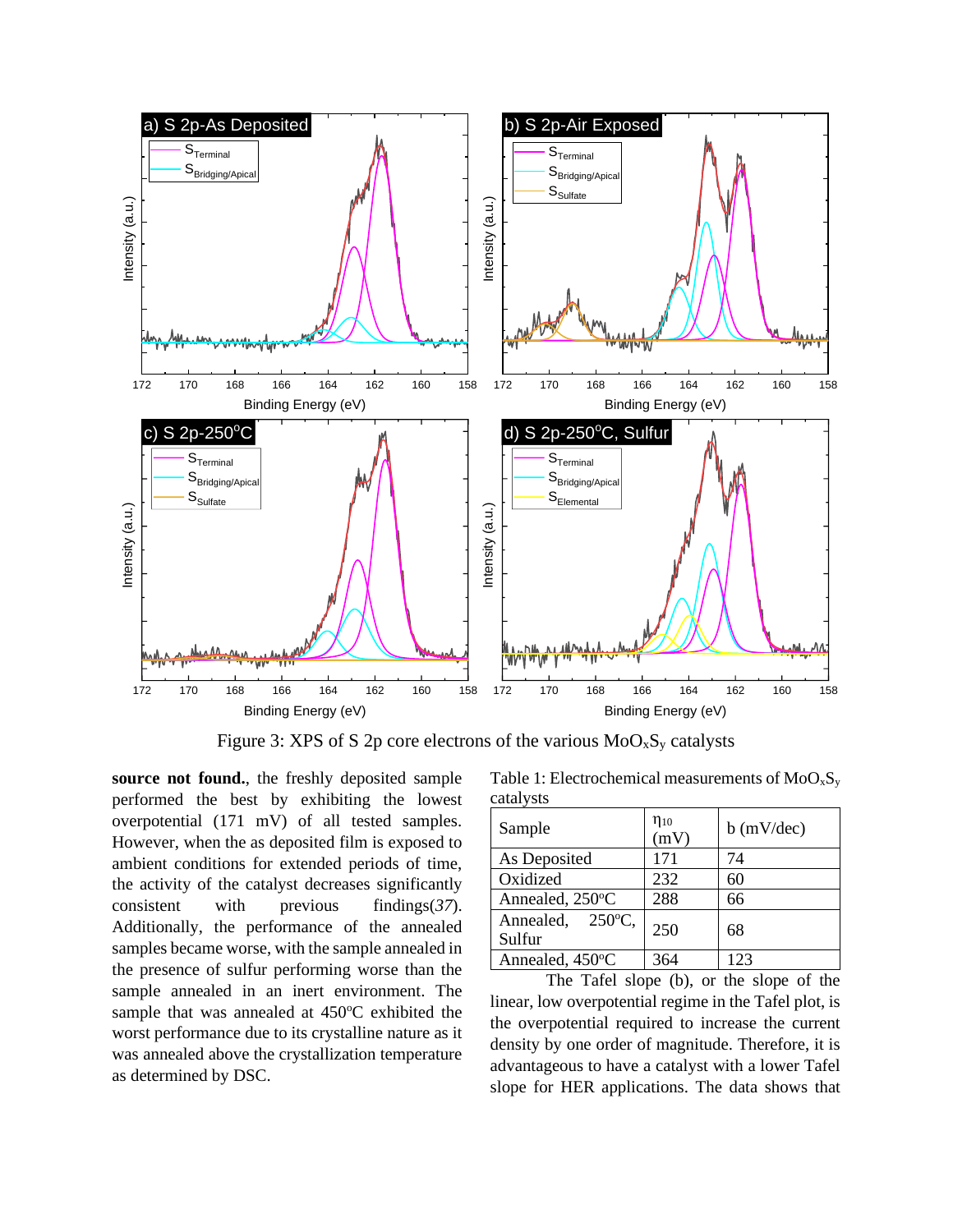Figure 3: XPS of S 2p core electrons of the various $MoO_xS_y$ catalysts

**source not found.**, the freshly deposited sample performed the best by exhibiting the lowest overpotential (171 mV) of all tested samples. However, when the as deposited film is exposed to ambient conditions for extended periods of time, the activity of the catalyst decreases significantly consistent with previous findings(*37*). Additionally, the performance of the annealed samples became worse, with the sample annealed in the presence of sulfur performing worse than the sample annealed in an inert environment. The sample that was annealed at 450°C exhibited the worst performance due to its crystalline nature as it was annealed above the crystallization temperature as determined by DSC.

Table 1: Electrochemical measurements of $MoO_xS_y$ catalysts

| Sample | $\eta_{10}$ (mV) | b (mV/dec) |
|---|---|---|
| As Deposited | 171 | 74 |
| Oxidized | 232 | 60 |
| Annealed, 250°C | 288 | 66 |
| Annealed, 250°C, Sulfur | 250 | 68 |
| Annealed, 450°C | 364 | 123 |

The Tafel slope (b), or the slope of the linear, low overpotential regime in the Tafel plot, is the overpotential required to increase the current density by one order of magnitude. Therefore, it is advantageous to have a catalyst with a lower Tafel slope for HER applications. The data shows that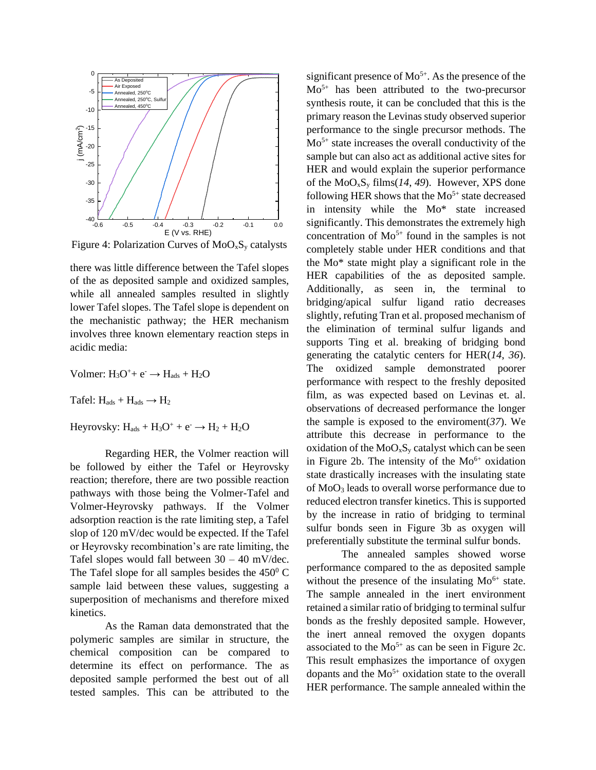Figure 4: Polarization Curves of $MoO_xS_y$ catalysts

there was little difference between the Tafel slopes of the as deposited sample and oxidized samples, while all annealed samples resulted in slightly lower Tafel slopes. The Tafel slope is dependent on the mechanistic pathway; the HER mechanism involves three known elementary reaction steps in acidic media:

Volmer: $H_3O^{+} + e^{-} \rightarrow H_{ads} + H_2O$

Tafel: $H_{ads} + H_{ads} \rightarrow H_2$

Heyrovsky: $H_{ads} + H_3O^{+} + e^{-} \rightarrow H_2 + H_2O$

Regarding HER, the Volmer reaction will be followed by either the Tafel or Heyrovsky reaction; therefore, there are two possible reaction pathways with those being the Volmer-Tafel and Volmer-Heyrovsky pathways. If the Volmer adsorption reaction is the rate limiting step, a Tafel slop of 120 mV/dec would be expected. If the Tafel or Heyrovsky recombination's are rate limiting, the Tafel slopes would fall between 30 – 40 mV/dec. The Tafel slope for all samples besides the $450^{0}$ C sample laid between these values, suggesting a superposition of mechanisms and therefore mixed kinetics.

As the Raman data demonstrated that the polymeric samples are similar in structure, the chemical composition can be compared to determine its effect on performance. The as deposited sample performed the best out of all tested samples. This can be attributed to the significant presence of $Mo^{5+}$. As the presence of the $Mo^{5+}$ has been attributed to the two-precursor synthesis route, it can be concluded that this is the primary reason the Levinas study observed superior performance to the single precursor methods. The $Mo^{5+}$ state increases the overall conductivity of the sample but can also act as additional active sites for HER and would explain the superior performance of the $MoO_xS_y$ films(*14*, *49*). However, XPS done following HER shows that the $Mo^{5+}$ state decreased in intensity while the Mo* state increased significantly. This demonstrates the extremely high concentration of $Mo^{5+}$ found in the samples is not completely stable under HER conditions and that the Mo* state might play a significant role in the HER capabilities of the as deposited sample. Additionally, as seen in, the terminal to bridging/apical sulfur ligand ratio decreases slightly, refuting Tran et al. proposed mechanism of the elimination of terminal sulfur ligands and supports Ting et al. breaking of bridging bond generating the catalytic centers for HER(*14*, *36*). The oxidized sample demonstrated poorer performance with respect to the freshly deposited film, as was expected based on Levinas et. al. observations of decreased performance the longer the sample is exposed to the enviroment(*37*). We attribute this decrease in performance to the oxidation of the $MoO_xS_y$ catalyst which can be seen in Figure 2b. The intensity of the $Mo^{6+}$ oxidation state drastically increases with the insulating state of $MoO_3$ leads to overall worse performance due to reduced electron transfer kinetics. This is supported by the increase in ratio of bridging to terminal sulfur bonds seen in Figure 3b as oxygen will preferentially substitute the terminal sulfur bonds.

The annealed samples showed worse performance compared to the as deposited sample without the presence of the insulating $Mo^{6+}$ state. The sample annealed in the inert environment retained a similar ratio of bridging to terminal sulfur bonds as the freshly deposited sample. However, the inert anneal removed the oxygen dopants associated to the $Mo^{5+}$ as can be seen in Figure 2c. This result emphasizes the importance of oxygen dopants and the $Mo^{5+}$ oxidation state to the overall HER performance. The sample annealed within the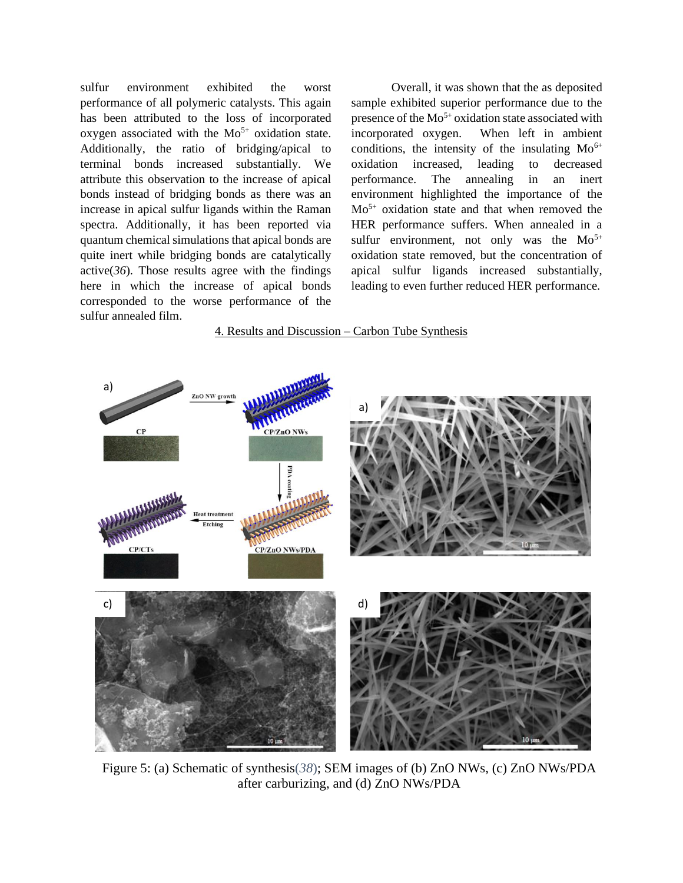sulfur environment exhibited the worst performance of all polymeric catalysts. This again has been attributed to the loss of incorporated oxygen associated with the $Mo^{5+}$ oxidation state. Additionally, the ratio of bridging/apical to terminal bonds increased substantially. We attribute this observation to the increase of apical bonds instead of bridging bonds as there was an increase in apical sulfur ligands within the Raman spectra. Additionally, it has been reported via quantum chemical simulations that apical bonds are quite inert while bridging bonds are catalytically active(*36*). Those results agree with the findings here in which the increase of apical bonds corresponded to the worse performance of the sulfur annealed film.

Overall, it was shown that the as deposited sample exhibited superior performance due to the presence of the $Mo^{5+}$ oxidation state associated with incorporated oxygen. When left in ambient conditions, the intensity of the insulating $Mo^{6+}$ oxidation increased, leading to decreased performance. The annealing in an inert environment highlighted the importance of the $Mo^{5+}$ oxidation state and that when removed the HER performance suffers. When annealed in a sulfur environment, not only was the $Mo^{5+}$ oxidation state removed, but the concentration of apical sulfur ligands increased substantially, leading to even further reduced HER performance.

## 4. Results and Discussion – Carbon Tube Synthesis

Figure 5: (a) Schematic of synthesis(*38*); SEM images of (b) ZnO NWs, (c) ZnO NWs/PDA after carburizing, and (d) ZnO NWs/PDA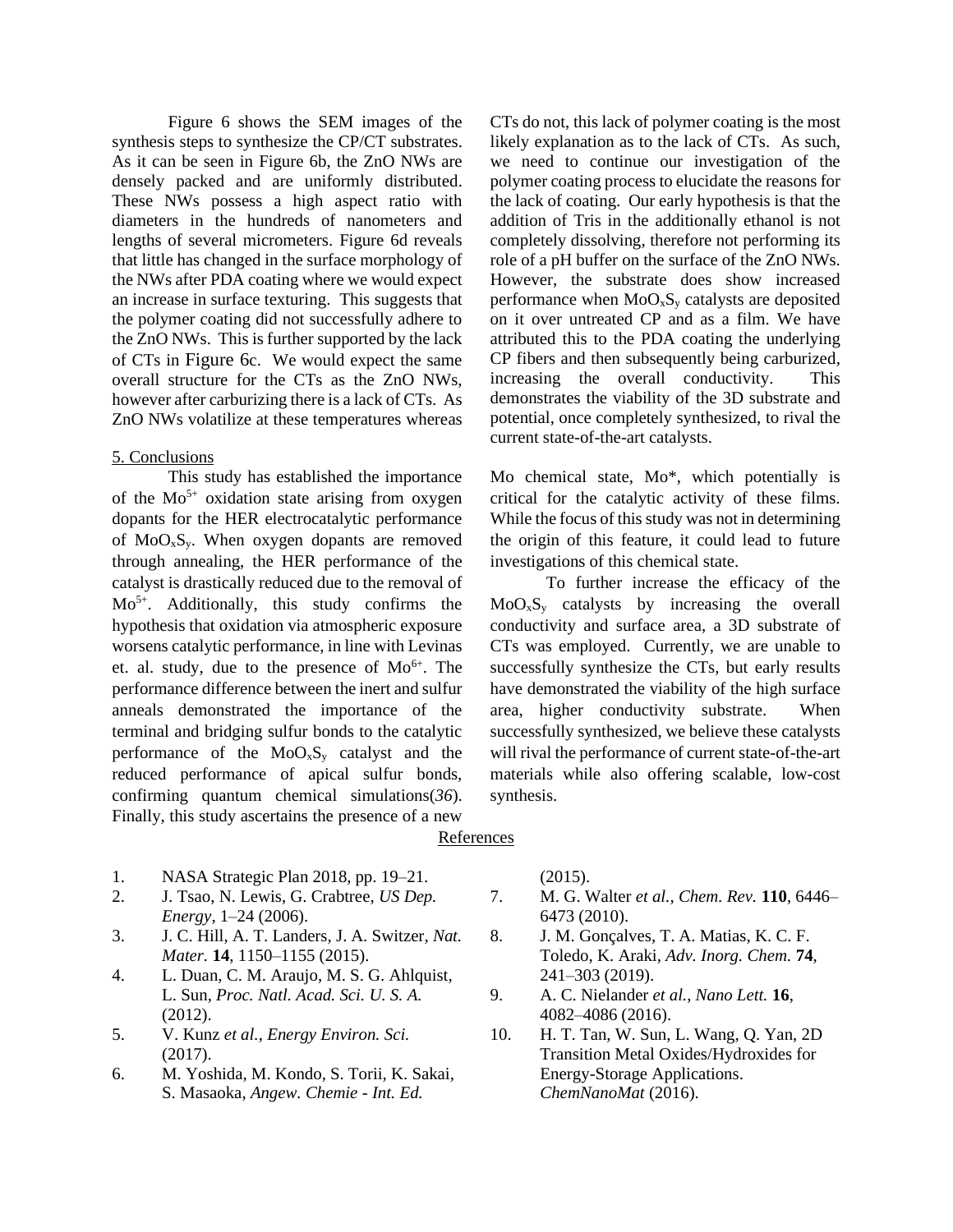Figure 6 shows the SEM images of the synthesis steps to synthesize the CP/CT substrates. As it can be seen in Figure 6b, the ZnO NWs are densely packed and are uniformly distributed. These NWs possess a high aspect ratio with diameters in the hundreds of nanometers and lengths of several micrometers. Figure 6d reveals that little has changed in the surface morphology of the NWs after PDA coating where we would expect an increase in surface texturing. This suggests that the polymer coating did not successfully adhere to the ZnO NWs. This is further supported by the lack of CTs in Figure 6c. We would expect the same overall structure for the CTs as the ZnO NWs, however after carburizing there is a lack of CTs. As ZnO NWs volatilize at these temperatures whereas CTs do not, this lack of polymer coating is the most likely explanation as to the lack of CTs. As such, we need to continue our investigation of the polymer coating process to elucidate the reasons for the lack of coating. Our early hypothesis is that the addition of Tris in the additionally ethanol is not completely dissolving, therefore not performing its role of a pH buffer on the surface of the ZnO NWs. However, the substrate does show increased performance when $MoO_xS_y$ catalysts are deposited on it over untreated CP and as a film. We have attributed this to the PDA coating the underlying CP fibers and then subsequently being carburized, increasing the overall conductivity. This demonstrates the viability of the 3D substrate and potential, once completely synthesized, to rival the current state-of-the-art catalysts.

## 5. Conclusions

This study has established the importance of the $Mo^{5+}$ oxidation state arising from oxygen dopants for the HER electrocatalytic performance of $MoO_xS_y$. When oxygen dopants are removed through annealing, the HER performance of the catalyst is drastically reduced due to the removal of $Mo^{5+}$. Additionally, this study confirms the hypothesis that oxidation via atmospheric exposure worsens catalytic performance, in line with Levinas et. al. study, due to the presence of $Mo^{6+}$. The performance difference between the inert and sulfur anneals demonstrated the importance of the terminal and bridging sulfur bonds to the catalytic performance of the $MoO_xS_y$ catalyst and the reduced performance of apical sulfur bonds, confirming quantum chemical simulations(*36*). Finally, this study ascertains the presence of a new Mo chemical state, Mo*, which potentially is critical for the catalytic activity of these films. While the focus of this study was not in determining the origin of this feature, it could lead to future investigations of this chemical state.

To further increase the efficacy of the $MoO_xS_y$ catalysts by increasing the overall conductivity and surface area, a 3D substrate of CTs was employed. Currently, we are unable to successfully synthesize the CTs, but early results have demonstrated the viability of the high surface area, higher conductivity substrate. When successfully synthesized, we believe these catalysts will rival the performance of current state-of-the-art materials while also offering scalable, low-cost synthesis.

## References

1. NASA Strategic Plan 2018, pp. 19–21.
2. J. Tsao, N. Lewis, G. Crabtree, *US Dep. Energy*, 1–24 (2006).
3. J. C. Hill, A. T. Landers, J. A. Switzer, *Nat. Mater.* **14**, 1150–1155 (2015).
4. L. Duan, C. M. Araujo, M. S. G. Ahlquist, L. Sun, *Proc. Natl. Acad. Sci. U. S. A.* (2012).
5. V. Kunz *et al.*, *Energy Environ. Sci.* (2017).
6. M. Yoshida, M. Kondo, S. Torii, K. Sakai, S. Masaoka, *Angew. Chemie - Int. Ed.* (2015).
7. M. G. Walter *et al.*, *Chem. Rev.* **110**, 6446–6473 (2010).
8. J. M. Gonçalves, T. A. Matias, K. C. F. Toledo, K. Araki, *Adv. Inorg. Chem.* **74**, 241–303 (2019).
9. A. C. Nielander *et al.*, *Nano Lett.* **16**, 4082–4086 (2016).
10. H. T. Tan, W. Sun, L. Wang, Q. Yan, 2D Transition Metal Oxides/Hydroxides for Energy-Storage Applications. *ChemNanoMat* (2016).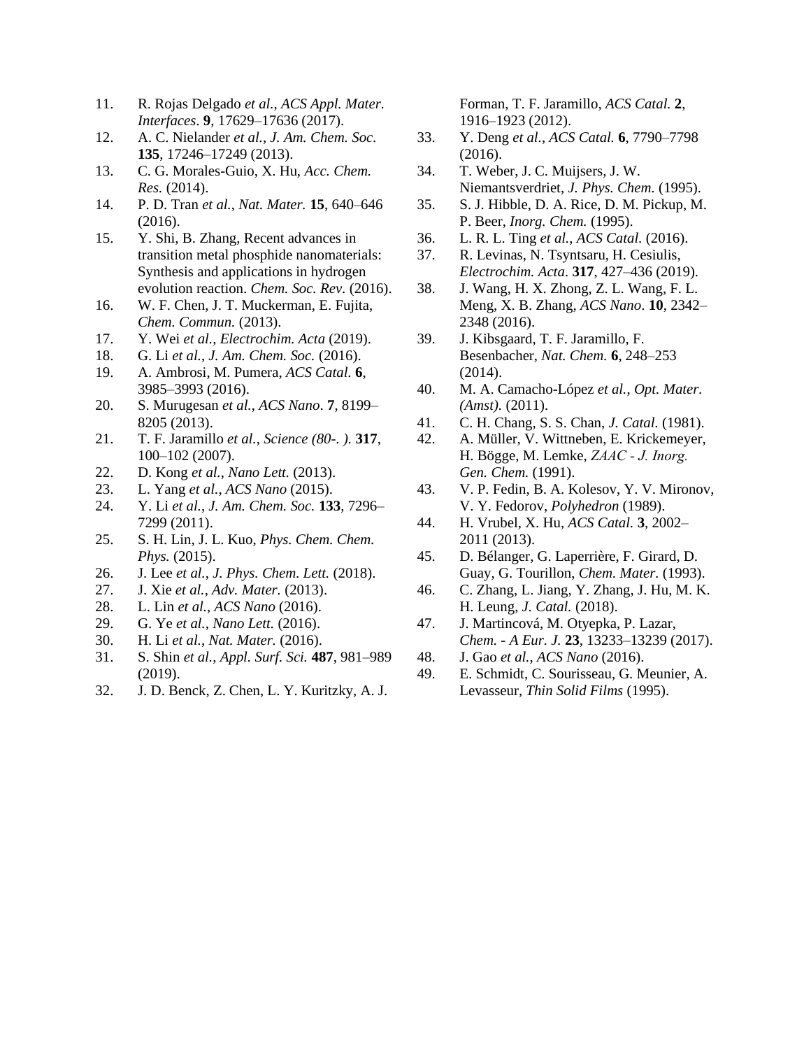11. R. Rojas Delgado *et al.*, *ACS Appl. Mater. Interfaces*. **9**, 17629–17636 (2017).
12. A. C. Nielander *et al.*, *J. Am. Chem. Soc.* **135**, 17246–17249 (2013).
13. C. G. Morales-Guio, X. Hu, *Acc. Chem. Res.* (2014).
14. P. D. Tran *et al.*, *Nat. Mater.* **15**, 640–646 (2016).
15. Y. Shi, B. Zhang, Recent advances in transition metal phosphide nanomaterials: Synthesis and applications in hydrogen evolution reaction. *Chem. Soc. Rev.* (2016).
16. W. F. Chen, J. T. Muckerman, E. Fujita, *Chem. Commun.* (2013).
17. Y. Wei *et al.*, *Electrochim. Acta* (2019).
18. G. Li *et al.*, *J. Am. Chem. Soc.* (2016).
19. A. Ambrosi, M. Pumera, *ACS Catal.* **6**, 3985–3993 (2016).
20. S. Murugesan *et al.*, *ACS Nano*. **7**, 8199–8205 (2013).
21. T. F. Jaramillo *et al.*, *Science (80-. ).* **317**, 100–102 (2007).
22. D. Kong *et al.*, *Nano Lett.* (2013).
23. L. Yang *et al.*, *ACS Nano* (2015).
24. Y. Li *et al.*, *J. Am. Chem. Soc.* **133**, 7296–7299 (2011).
25. S. H. Lin, J. L. Kuo, *Phys. Chem. Chem. Phys.* (2015).
26. J. Lee *et al.*, *J. Phys. Chem. Lett.* (2018).
27. J. Xie *et al.*, *Adv. Mater.* (2013).
28. L. Lin *et al.*, *ACS Nano* (2016).
29. G. Ye *et al.*, *Nano Lett.* (2016).
30. H. Li *et al.*, *Nat. Mater.* (2016).
31. S. Shin *et al.*, *Appl. Surf. Sci.* **487**, 981–989 (2019).
32. J. D. Benck, Z. Chen, L. Y. Kuritzky, A. J. Forman, T. F. Jaramillo, *ACS Catal.* **2**, 1916–1923 (2012).
33. Y. Deng *et al.*, *ACS Catal.* **6**, 7790–7798 (2016).
34. T. Weber, J. C. Muijsers, J. W. Niemantsverdriet, *J. Phys. Chem.* (1995).
35. S. J. Hibble, D. A. Rice, D. M. Pickup, M. P. Beer, *Inorg. Chem.* (1995).
36. L. R. L. Ting *et al.*, *ACS Catal.* (2016).
37. R. Levinas, N. Tsyntsaru, H. Cesiulis, *Electrochim. Acta*. **317**, 427–436 (2019).
38. J. Wang, H. X. Zhong, Z. L. Wang, F. L. Meng, X. B. Zhang, *ACS Nano*. **10**, 2342–2348 (2016).
39. J. Kibsgaard, T. F. Jaramillo, F. Besenbacher, *Nat. Chem.* **6**, 248–253 (2014).
40. M. A. Camacho-López *et al.*, *Opt. Mater. (Amst).* (2011).
41. C. H. Chang, S. S. Chan, *J. Catal.* (1981).
42. A. Müller, V. Wittneben, E. Krickemeyer, H. Bögge, M. Lemke, *ZAAC - J. Inorg. Gen. Chem.* (1991).
43. V. P. Fedin, B. A. Kolesov, Y. V. Mironov, V. Y. Fedorov, *Polyhedron* (1989).
44. H. Vrubel, X. Hu, *ACS Catal.* **3**, 2002–2011 (2013).
45. D. Bélanger, G. Laperrière, F. Girard, D. Guay, G. Tourillon, *Chem. Mater.* (1993).
46. C. Zhang, L. Jiang, Y. Zhang, J. Hu, M. K. H. Leung, *J. Catal.* (2018).
47. J. Martincová, M. Otyepka, P. Lazar, *Chem. - A Eur. J.* **23**, 13233–13239 (2017).
48. J. Gao *et al.*, *ACS Nano* (2016).
49. E. Schmidt, C. Sourisseau, G. Meunier, A. Levasseur, *Thin Solid Films* (1995).